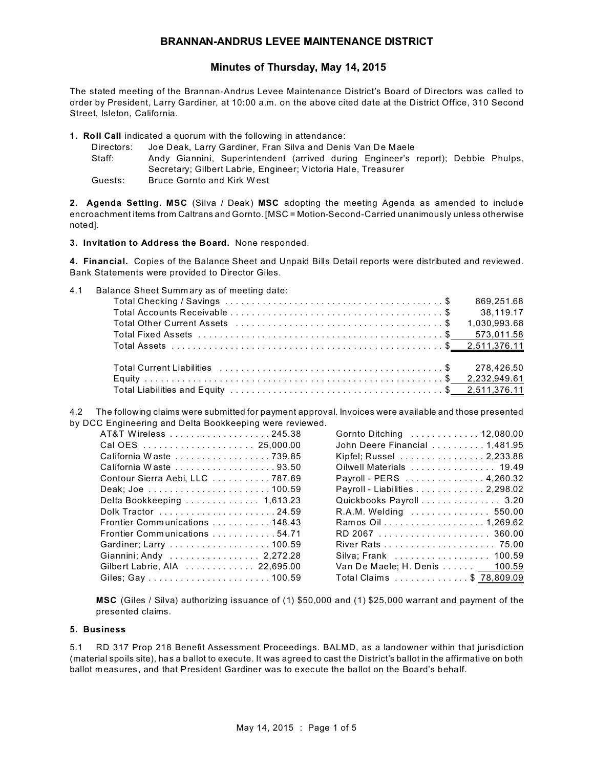# BRANNAN-ANDRUS LEVEE MAINTENANCE DISTRICT

## Minutes of Thursday, May 14, 2015

The stated meeting of the Brannan-Andrus Levee Maintenance District's Board of Directors was called to order by President, Larry Gardiner, at 10:00 a.m. on the above cited date at the District Office, 310 Second Street, Isleton, California.

**1. Roll Call** indicated a quorum with the following in attendance:

- Directors: Joe Deak, Larry Gardiner, Fran Silva and Denis Van De Maele
- Staff: Andy Giannini, Superintendent (arrived during Engineer's report); Debbie Phulps, Secretary; Gilbert Labrie, Engineer; Victoria Hale, Treasurer
- Guests: Bruce Gornto and Kirk West

**2. Agenda Setting. MSC** (Silva / Deak) **MSC** adopting the meeting Agenda as amended to include encroachment items from Caltrans and Gornto. [MSC = Motion-Second-Carried unanimously unless otherwise noted].

**3. Invitation to Address the Board.** None responded.

**4. Financial.** Copies of the Balance Sheet and Unpaid Bills Detail reports were distributed and reviewed. Bank Statements were provided to Director Giles.

4.1 Balance Sheet Summary as of meeting date:

| Item | Amount |
|---|---|
| Total Checking / Savings | $ 869,251.68 |
| Total Accounts Receivable | $ 38,119.17 |
| Total Other Current Assets | $ 1,030,993.68 |
| Total Fixed Assets | $ 573,011.58 |
| Total Assets | $ 2,511,376.11 |
| Total Current Liabilities | $ 278,426.50 |
| Equity | $ 2,232,949.61 |
| Total Liabilities and Equity | $ 2,511,376.11 |

4.2 The following claims were submitted for payment approval. Invoices were available and those presented by DCC Engineering and Delta Bookkeeping were reviewed.

| Payee | Amount |
|---|---|
| AT&T Wireless | 245.38 |
| Cal OES | 25,000.00 |
| California Waste | 739.85 |
| California Waste | 93.50 |
| Contour Sierra Aebi, LLC | 787.69 |
| Deak; Joe | 100.59 |
| Delta Bookkeeping | 1,613.23 |
| Dolk Tractor | 24.59 |
| Frontier Communications | 148.43 |
| Frontier Communications | 54.71 |
| Gardiner; Larry | 100.59 |
| Giannini; Andy | 2,272.28 |
| Gilbert Labrie, AIA | 22,695.00 |
| Giles; Gay | 100.59 |
| Gornto Ditching | 12,080.00 |
| John Deere Financial | 1,481.95 |
| Kipfel; Russel | 2,233.88 |
| Oilwell Materials | 19.49 |
| Payroll - PERS | 4,260.32 |
| Payroll - Liabilities | 2,298.02 |
| Quickbooks Payroll | 3.20 |
| R.A.M. Welding | 550.00 |
| Ramos Oil | 1,269.62 |
| RD 2067 | 360.00 |
| River Rats | 75.00 |
| Silva; Frank | 100.59 |
| Van De Maele; H. Denis | 100.59 |
| Total Claims | $ 78,809.09 |

**MSC** (Giles / Silva) authorizing issuance of (1) $50,000 and (1) $25,000 warrant and payment of the presented claims.

**5. Business**

5.1 RD 317 Prop 218 Benefit Assessment Proceedings. BALMD, as a landowner within that jurisdiction (material spoils site), has a ballot to execute. It was agreed to cast the District's ballot in the affirmative on both ballot measures, and that President Gardiner was to execute the ballot on the Board's behalf.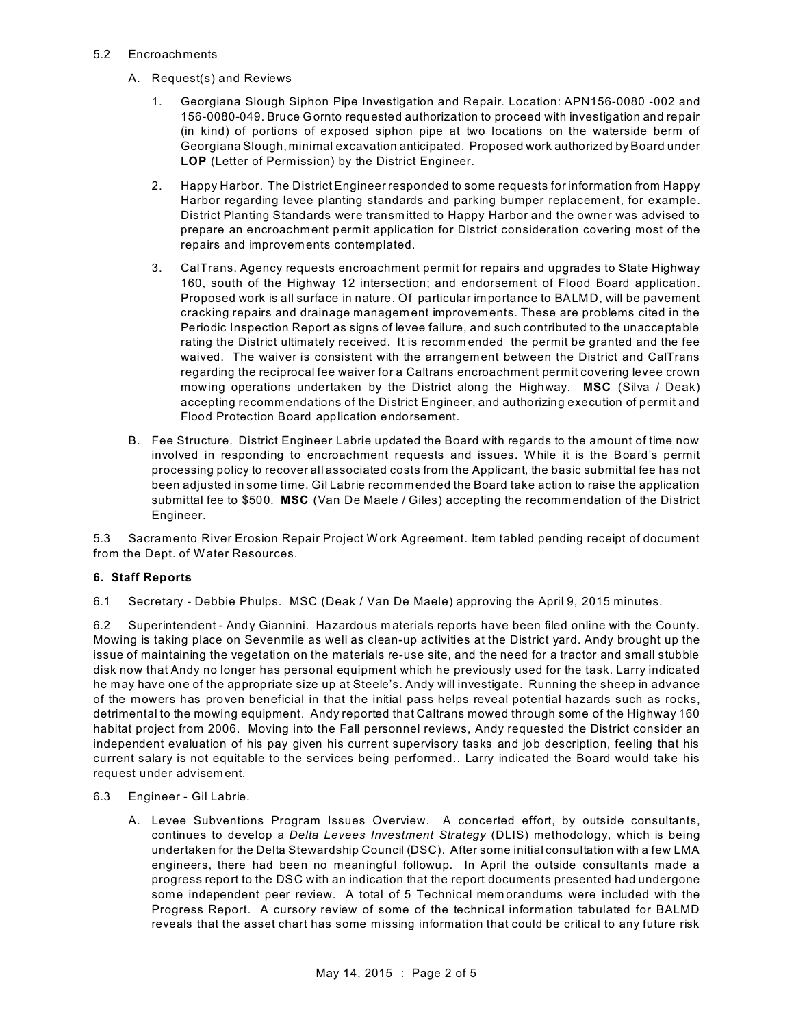5.2 Encroachments

A. Request(s) and Reviews

1. Georgiana Slough Siphon Pipe Investigation and Repair. Location: APN156-0080 -002 and 156-0080-049. Bruce Gornto requested authorization to proceed with investigation and repair (in kind) of portions of exposed siphon pipe at two locations on the waterside berm of Georgiana Slough, minimal excavation anticipated. Proposed work authorized by Board under **LOP** (Letter of Permission) by the District Engineer.

2. Happy Harbor. The District Engineer responded to some requests for information from Happy Harbor regarding levee planting standards and parking bumper replacement, for example. District Planting Standards were transmitted to Happy Harbor and the owner was advised to prepare an encroachment permit application for District consideration covering most of the repairs and improvements contemplated.

3. CalTrans. Agency requests encroachment permit for repairs and upgrades to State Highway 160, south of the Highway 12 intersection; and endorsement of Flood Board application. Proposed work is all surface in nature. Of particular importance to BALMD, will be pavement cracking repairs and drainage management improvements. These are problems cited in the Periodic Inspection Report as signs of levee failure, and such contributed to the unacceptable rating the District ultimately received. It is recommended the permit be granted and the fee waived. The waiver is consistent with the arrangement between the District and CalTrans regarding the reciprocal fee waiver for a Caltrans encroachment permit covering levee crown mowing operations undertaken by the District along the Highway. **MSC** (Silva / Deak) accepting recommendations of the District Engineer, and authorizing execution of permit and Flood Protection Board application endorsement.

B. Fee Structure. District Engineer Labrie updated the Board with regards to the amount of time now involved in responding to encroachment requests and issues. While it is the Board's permit processing policy to recover all associated costs from the Applicant, the basic submittal fee has not been adjusted in some time. Gil Labrie recommended the Board take action to raise the application submittal fee to $500. **MSC** (Van De Maele / Giles) accepting the recommendation of the District Engineer.

5.3 Sacramento River Erosion Repair Project Work Agreement. Item tabled pending receipt of document from the Dept. of Water Resources.

**6. Staff Reports**

6.1 Secretary - Debbie Phulps. MSC (Deak / Van De Maele) approving the April 9, 2015 minutes.

6.2 Superintendent - Andy Giannini. Hazardous materials reports have been filed online with the County. Mowing is taking place on Sevenmile as well as clean-up activities at the District yard. Andy brought up the issue of maintaining the vegetation on the materials re-use site, and the need for a tractor and small stubble disk now that Andy no longer has personal equipment which he previously used for the task. Larry indicated he may have one of the appropriate size up at Steele's. Andy will investigate. Running the sheep in advance of the mowers has proven beneficial in that the initial pass helps reveal potential hazards such as rocks, detrimental to the mowing equipment. Andy reported that Caltrans mowed through some of the Highway 160 habitat project from 2006. Moving into the Fall personnel reviews, Andy requested the District consider an independent evaluation of his pay given his current supervisory tasks and job description, feeling that his current salary is not equitable to the services being performed.. Larry indicated the Board would take his request under advisement.

6.3 Engineer - Gil Labrie.

A. Levee Subventions Program Issues Overview. A concerted effort, by outside consultants, continues to develop a *Delta Levees Investment Strategy* (DLIS) methodology, which is being undertaken for the Delta Stewardship Council (DSC). After some initial consultation with a few LMA engineers, there had been no meaningful followup. In April the outside consultants made a progress report to the DSC with an indication that the report documents presented had undergone some independent peer review. A total of 5 Technical memorandums were included with the Progress Report. A cursory review of some of the technical information tabulated for BALMD reveals that the asset chart has some missing information that could be critical to any future risk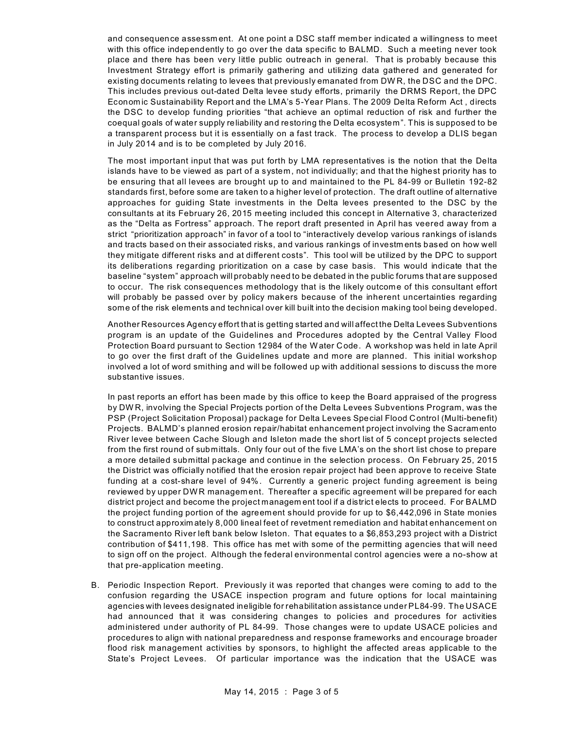and consequence assessment. At one point a DSC staff member indicated a willingness to meet with this office independently to go over the data specific to BALMD. Such a meeting never took place and there has been very little public outreach in general. That is probably because this Investment Strategy effort is primarily gathering and utilizing data gathered and generated for existing documents relating to levees that previously emanated from DWR, the DSC and the DPC. This includes previous out-dated Delta levee study efforts, primarily the DRMS Report, the DPC Economic Sustainability Report and the LMA's 5-Year Plans. The 2009 Delta Reform Act , directs the DSC to develop funding priorities "that achieve an optimal reduction of risk and further the coequal goals of water supply reliability and restoring the Delta ecosystem". This is supposed to be a transparent process but it is essentially on a fast track. The process to develop a DLIS began in July 2014 and is to be completed by July 2016.

The most important input that was put forth by LMA representatives is the notion that the Delta islands have to be viewed as part of a system, not individually; and that the highest priority has to be ensuring that all levees are brought up to and maintained to the PL 84-99 or Bulletin 192-82 standards first, before some are taken to a higher level of protection. The draft outline of alternative approaches for guiding State investments in the Delta levees presented to the DSC by the consultants at its February 26, 2015 meeting included this concept in Alternative 3, characterized as the "Delta as Fortress" approach. The report draft presented in April has veered away from a strict "prioritization approach" in favor of a tool to "interactively develop various rankings of islands and tracts based on their associated risks, and various rankings of investments based on how well they mitigate different risks and at different costs". This tool will be utilized by the DPC to support its deliberations regarding prioritization on a case by case basis. This would indicate that the baseline "system" approach will probably need to be debated in the public forums that are supposed to occur. The risk consequences methodology that is the likely outcome of this consultant effort will probably be passed over by policy makers because of the inherent uncertainties regarding some of the risk elements and technical over kill built into the decision making tool being developed.

Another Resources Agency effort that is getting started and will affect the Delta Levees Subventions program is an update of the Guidelines and Procedures adopted by the Central Valley Flood Protection Board pursuant to Section 12984 of the Water Code. A workshop was held in late April to go over the first draft of the Guidelines update and more are planned. This initial workshop involved a lot of word smithing and will be followed up with additional sessions to discuss the more substantive issues.

In past reports an effort has been made by this office to keep the Board appraised of the progress by DWR, involving the Special Projects portion of the Delta Levees Subventions Program, was the PSP (Project Solicitation Proposal) package for Delta Levees Special Flood Control (Multi-benefit) Projects. BALMD's planned erosion repair/habitat enhancement project involving the Sacramento River levee between Cache Slough and Isleton made the short list of 5 concept projects selected from the first round of submittals. Only four out of the five LMA's on the short list chose to prepare a more detailed submittal package and continue in the selection process. On February 25, 2015 the District was officially notified that the erosion repair project had been approve to receive State funding at a cost-share level of 94%. Currently a generic project funding agreement is being reviewed by upper DWR management. Thereafter a specific agreement will be prepared for each district project and become the project management tool if a district elects to proceed. For BALMD the project funding portion of the agreement should provide for up to $6,442,096 in State monies to construct approximately 8,000 lineal feet of revetment remediation and habitat enhancement on the Sacramento River left bank below Isleton. That equates to a $6,853,293 project with a District contribution of $411,198. This office has met with some of the permitting agencies that will need to sign off on the project. Although the federal environmental control agencies were a no-show at that pre-application meeting.

B. Periodic Inspection Report. Previously it was reported that changes were coming to add to the confusion regarding the USACE inspection program and future options for local maintaining agencies with levees designated ineligible for rehabilitation assistance under PL84-99. The USACE had announced that it was considering changes to policies and procedures for activities administered under authority of PL 84-99. Those changes were to update USACE policies and procedures to align with national preparedness and response frameworks and encourage broader flood risk management activities by sponsors, to highlight the affected areas applicable to the State's Project Levees. Of particular importance was the indication that the USACE was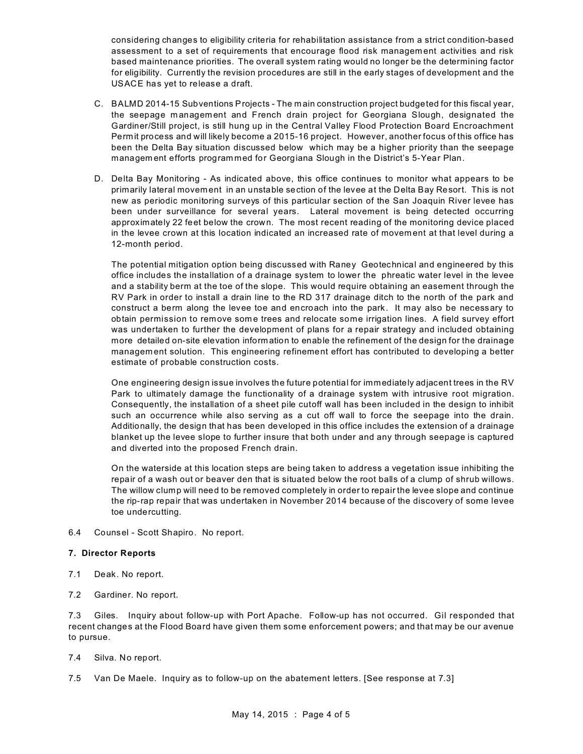considering changes to eligibility criteria for rehabilitation assistance from a strict condition-based assessment to a set of requirements that encourage flood risk management activities and risk based maintenance priorities. The overall system rating would no longer be the determining factor for eligibility. Currently the revision procedures are still in the early stages of development and the USACE has yet to release a draft.

C. BALMD 2014-15 Subventions Projects - The main construction project budgeted for this fiscal year, the seepage management and French drain project for Georgiana Slough, designated the Gardiner/Still project, is still hung up in the Central Valley Flood Protection Board Encroachment Permit process and will likely become a 2015-16 project. However, another focus of this office has been the Delta Bay situation discussed below which may be a higher priority than the seepage management efforts programmed for Georgiana Slough in the District's 5-Year Plan.

D. Delta Bay Monitoring - As indicated above, this office continues to monitor what appears to be primarily lateral movement in an unstable section of the levee at the Delta Bay Resort. This is not new as periodic monitoring surveys of this particular section of the San Joaquin River levee has been under surveillance for several years. Lateral movement is being detected occurring approximately 22 feet below the crown. The most recent reading of the monitoring device placed in the levee crown at this location indicated an increased rate of movement at that level during a 12-month period.

The potential mitigation option being discussed with Raney Geotechnical and engineered by this office includes the installation of a drainage system to lower the phreatic water level in the levee and a stability berm at the toe of the slope. This would require obtaining an easement through the RV Park in order to install a drain line to the RD 317 drainage ditch to the north of the park and construct a berm along the levee toe and encroach into the park. It may also be necessary to obtain permission to remove some trees and relocate some irrigation lines. A field survey effort was undertaken to further the development of plans for a repair strategy and included obtaining more detailed on-site elevation information to enable the refinement of the design for the drainage management solution. This engineering refinement effort has contributed to developing a better estimate of probable construction costs.

One engineering design issue involves the future potential for immediately adjacent trees in the RV Park to ultimately damage the functionality of a drainage system with intrusive root migration. Consequently, the installation of a sheet pile cutoff wall has been included in the design to inhibit such an occurrence while also serving as a cut off wall to force the seepage into the drain. Additionally, the design that has been developed in this office includes the extension of a drainage blanket up the levee slope to further insure that both under and any through seepage is captured and diverted into the proposed French drain.

On the waterside at this location steps are being taken to address a vegetation issue inhibiting the repair of a wash out or beaver den that is situated below the root balls of a clump of shrub willows. The willow clump will need to be removed completely in order to repair the levee slope and continue the rip-rap repair that was undertaken in November 2014 because of the discovery of some levee toe undercutting.

6.4 Counsel - Scott Shapiro. No report.

**7. Director Reports**

7.1 Deak. No report.

7.2 Gardiner. No report.

7.3 Giles. Inquiry about follow-up with Port Apache. Follow-up has not occurred. Gil responded that recent changes at the Flood Board have given them some enforcement powers; and that may be our avenue to pursue.

7.4 Silva. No report.

7.5 Van De Maele. Inquiry as to follow-up on the abatement letters. [See response at 7.3]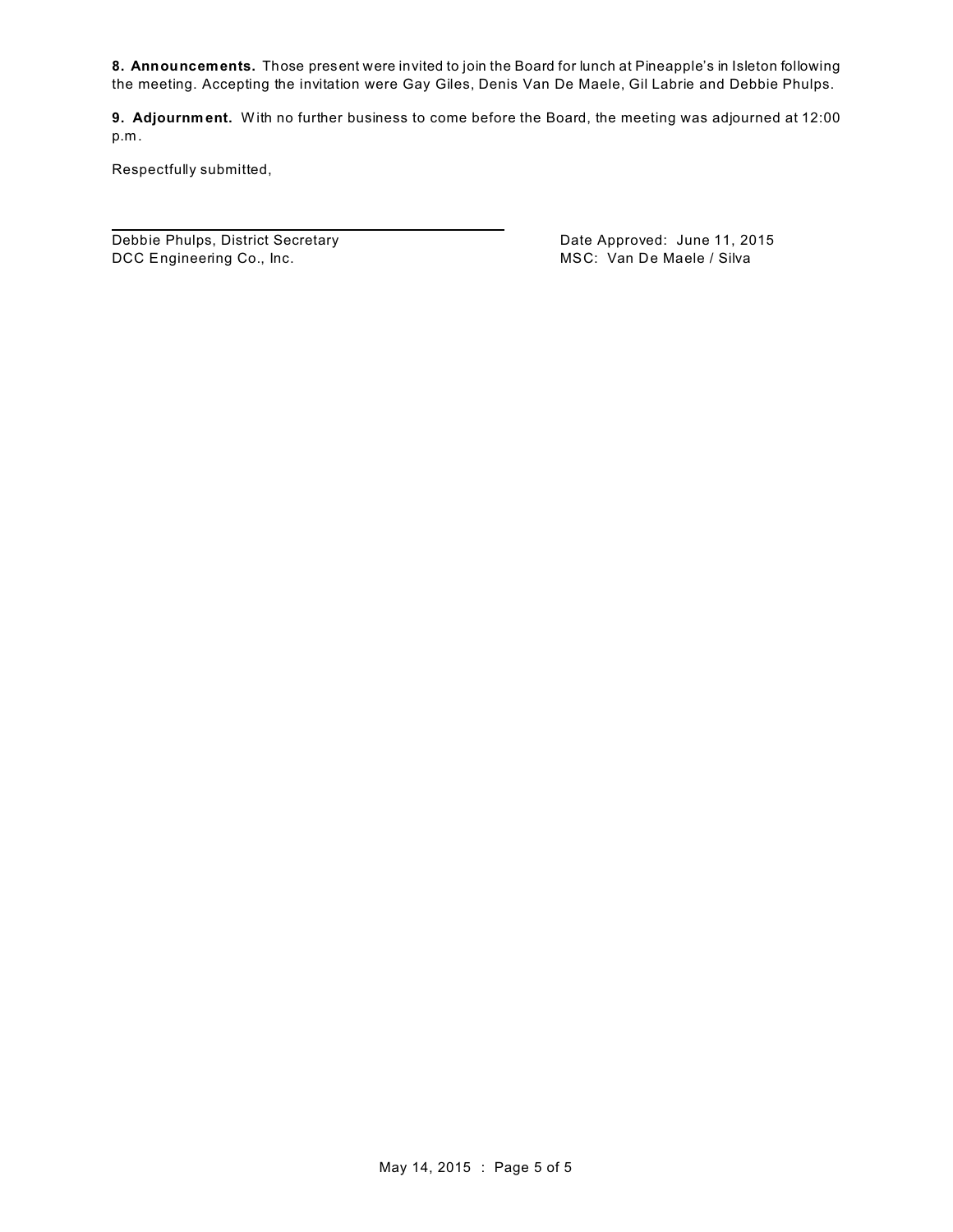**8. Announcements.** Those present were invited to join the Board for lunch at Pineapple's in Isleton following the meeting. Accepting the invitation were Gay Giles, Denis Van De Maele, Gil Labrie and Debbie Phulps.

**9. Adjournment.** With no further business to come before the Board, the meeting was adjourned at 12:00 p.m.

Respectfully submitted,

\_\_\_\_\_\_\_\_\_\_\_\_\_\_\_\_\_\_\_\_\_\_\_\_\_\_\_\_\_\_\_\_\_\_\_\_\_\_\_\_

Debbie Phulps, District Secretary
DCC Engineering Co., Inc.

Date Approved: June 11, 2015
MSC: Van De Maele / Silva